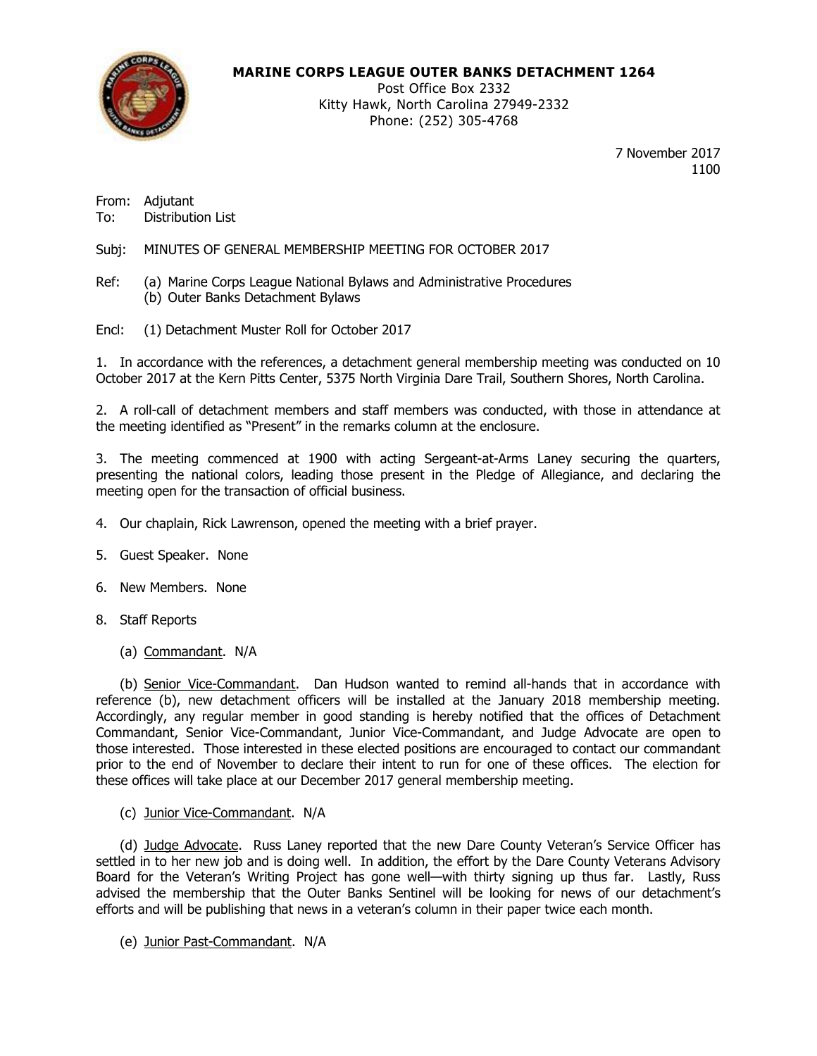**MARINE CORPS LEAGUE OUTER BANKS DETACHMENT 1264**
Post Office Box 2332
Kitty Hawk, North Carolina 27949-2332
Phone: (252) 305-4768

7 November 2017
1100

From: Adjutant
To: Distribution List

Subj: MINUTES OF GENERAL MEMBERSHIP MEETING FOR OCTOBER 2017

Ref: (a) Marine Corps League National Bylaws and Administrative Procedures
(b) Outer Banks Detachment Bylaws

Encl: (1) Detachment Muster Roll for October 2017

1. In accordance with the references, a detachment general membership meeting was conducted on 10 October 2017 at the Kern Pitts Center, 5375 North Virginia Dare Trail, Southern Shores, North Carolina.

2. A roll-call of detachment members and staff members was conducted, with those in attendance at the meeting identified as "Present" in the remarks column at the enclosure.

3. The meeting commenced at 1900 with acting Sergeant-at-Arms Laney securing the quarters, presenting the national colors, leading those present in the Pledge of Allegiance, and declaring the meeting open for the transaction of official business.

4. Our chaplain, Rick Lawrenson, opened the meeting with a brief prayer.

5. Guest Speaker. None

6. New Members. None

8. Staff Reports

(a) Commandant. N/A

(b) Senior Vice-Commandant. Dan Hudson wanted to remind all-hands that in accordance with reference (b), new detachment officers will be installed at the January 2018 membership meeting. Accordingly, any regular member in good standing is hereby notified that the offices of Detachment Commandant, Senior Vice-Commandant, Junior Vice-Commandant, and Judge Advocate are open to those interested. Those interested in these elected positions are encouraged to contact our commandant prior to the end of November to declare their intent to run for one of these offices. The election for these offices will take place at our December 2017 general membership meeting.

(c) Junior Vice-Commandant. N/A

(d) Judge Advocate. Russ Laney reported that the new Dare County Veteran's Service Officer has settled in to her new job and is doing well. In addition, the effort by the Dare County Veterans Advisory Board for the Veteran's Writing Project has gone well—with thirty signing up thus far. Lastly, Russ advised the membership that the Outer Banks Sentinel will be looking for news of our detachment's efforts and will be publishing that news in a veteran's column in their paper twice each month.

(e) Junior Past-Commandant. N/A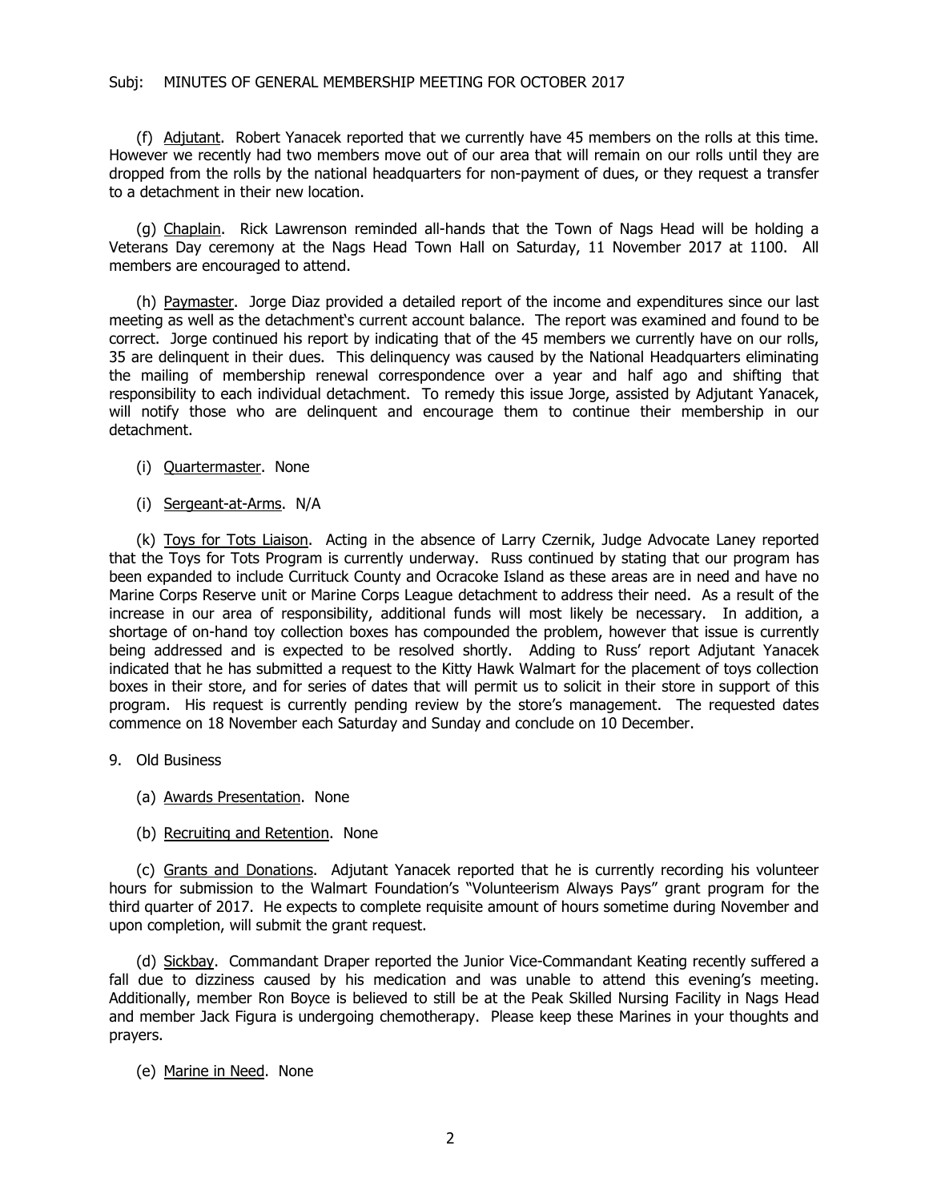Subj: MINUTES OF GENERAL MEMBERSHIP MEETING FOR OCTOBER 2017

(f) Adjutant. Robert Yanacek reported that we currently have 45 members on the rolls at this time. However we recently had two members move out of our area that will remain on our rolls until they are dropped from the rolls by the national headquarters for non-payment of dues, or they request a transfer to a detachment in their new location.

(g) Chaplain. Rick Lawrenson reminded all-hands that the Town of Nags Head will be holding a Veterans Day ceremony at the Nags Head Town Hall on Saturday, 11 November 2017 at 1100. All members are encouraged to attend.

(h) Paymaster. Jorge Diaz provided a detailed report of the income and expenditures since our last meeting as well as the detachment's current account balance. The report was examined and found to be correct. Jorge continued his report by indicating that of the 45 members we currently have on our rolls, 35 are delinquent in their dues. This delinquency was caused by the National Headquarters eliminating the mailing of membership renewal correspondence over a year and half ago and shifting that responsibility to each individual detachment. To remedy this issue Jorge, assisted by Adjutant Yanacek, will notify those who are delinquent and encourage them to continue their membership in our detachment.

(i) Quartermaster. None

(i) Sergeant-at-Arms. N/A

(k) Toys for Tots Liaison. Acting in the absence of Larry Czernik, Judge Advocate Laney reported that the Toys for Tots Program is currently underway. Russ continued by stating that our program has been expanded to include Currituck County and Ocracoke Island as these areas are in need and have no Marine Corps Reserve unit or Marine Corps League detachment to address their need. As a result of the increase in our area of responsibility, additional funds will most likely be necessary. In addition, a shortage of on-hand toy collection boxes has compounded the problem, however that issue is currently being addressed and is expected to be resolved shortly. Adding to Russ' report Adjutant Yanacek indicated that he has submitted a request to the Kitty Hawk Walmart for the placement of toys collection boxes in their store, and for series of dates that will permit us to solicit in their store in support of this program. His request is currently pending review by the store's management. The requested dates commence on 18 November each Saturday and Sunday and conclude on 10 December.

9. Old Business

(a) Awards Presentation. None

(b) Recruiting and Retention. None

(c) Grants and Donations. Adjutant Yanacek reported that he is currently recording his volunteer hours for submission to the Walmart Foundation's "Volunteerism Always Pays" grant program for the third quarter of 2017. He expects to complete requisite amount of hours sometime during November and upon completion, will submit the grant request.

(d) Sickbay. Commandant Draper reported the Junior Vice-Commandant Keating recently suffered a fall due to dizziness caused by his medication and was unable to attend this evening's meeting. Additionally, member Ron Boyce is believed to still be at the Peak Skilled Nursing Facility in Nags Head and member Jack Figura is undergoing chemotherapy. Please keep these Marines in your thoughts and prayers.

(e) Marine in Need. None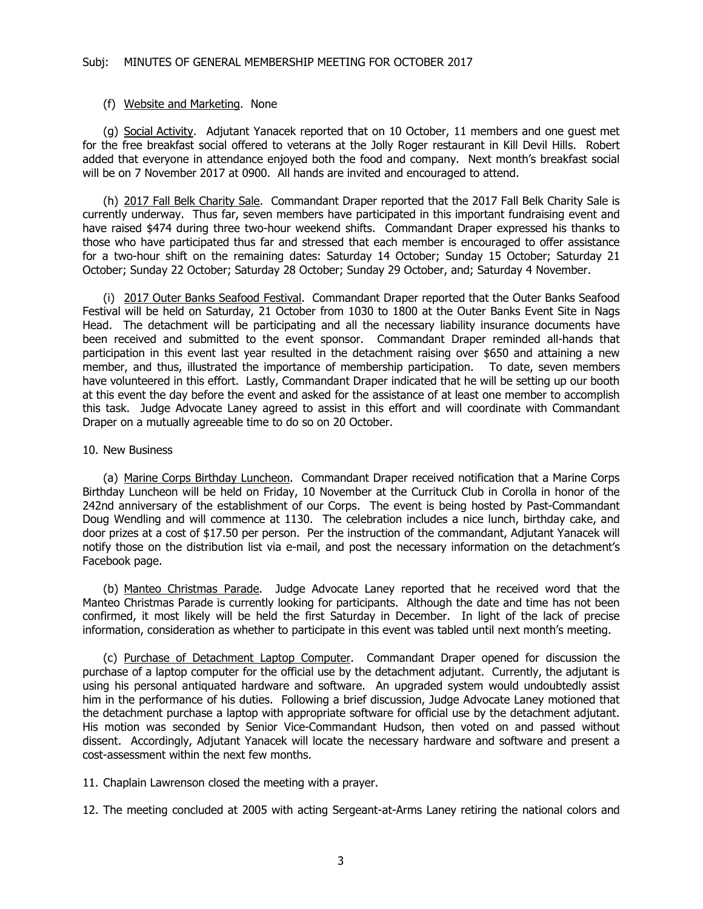Subj: MINUTES OF GENERAL MEMBERSHIP MEETING FOR OCTOBER 2017

(f) Website and Marketing. None

(g) Social Activity. Adjutant Yanacek reported that on 10 October, 11 members and one guest met for the free breakfast social offered to veterans at the Jolly Roger restaurant in Kill Devil Hills. Robert added that everyone in attendance enjoyed both the food and company. Next month's breakfast social will be on 7 November 2017 at 0900. All hands are invited and encouraged to attend.

(h) 2017 Fall Belk Charity Sale. Commandant Draper reported that the 2017 Fall Belk Charity Sale is currently underway. Thus far, seven members have participated in this important fundraising event and have raised $474 during three two-hour weekend shifts. Commandant Draper expressed his thanks to those who have participated thus far and stressed that each member is encouraged to offer assistance for a two-hour shift on the remaining dates: Saturday 14 October; Sunday 15 October; Saturday 21 October; Sunday 22 October; Saturday 28 October; Sunday 29 October, and; Saturday 4 November.

(i) 2017 Outer Banks Seafood Festival. Commandant Draper reported that the Outer Banks Seafood Festival will be held on Saturday, 21 October from 1030 to 1800 at the Outer Banks Event Site in Nags Head. The detachment will be participating and all the necessary liability insurance documents have been received and submitted to the event sponsor. Commandant Draper reminded all-hands that participation in this event last year resulted in the detachment raising over $650 and attaining a new member, and thus, illustrated the importance of membership participation. To date, seven members have volunteered in this effort. Lastly, Commandant Draper indicated that he will be setting up our booth at this event the day before the event and asked for the assistance of at least one member to accomplish this task. Judge Advocate Laney agreed to assist in this effort and will coordinate with Commandant Draper on a mutually agreeable time to do so on 20 October.

10. New Business

(a) Marine Corps Birthday Luncheon. Commandant Draper received notification that a Marine Corps Birthday Luncheon will be held on Friday, 10 November at the Currituck Club in Corolla in honor of the 242nd anniversary of the establishment of our Corps. The event is being hosted by Past-Commandant Doug Wendling and will commence at 1130. The celebration includes a nice lunch, birthday cake, and door prizes at a cost of $17.50 per person. Per the instruction of the commandant, Adjutant Yanacek will notify those on the distribution list via e-mail, and post the necessary information on the detachment's Facebook page.

(b) Manteo Christmas Parade. Judge Advocate Laney reported that he received word that the Manteo Christmas Parade is currently looking for participants. Although the date and time has not been confirmed, it most likely will be held the first Saturday in December. In light of the lack of precise information, consideration as whether to participate in this event was tabled until next month's meeting.

(c) Purchase of Detachment Laptop Computer. Commandant Draper opened for discussion the purchase of a laptop computer for the official use by the detachment adjutant. Currently, the adjutant is using his personal antiquated hardware and software. An upgraded system would undoubtedly assist him in the performance of his duties. Following a brief discussion, Judge Advocate Laney motioned that the detachment purchase a laptop with appropriate software for official use by the detachment adjutant. His motion was seconded by Senior Vice-Commandant Hudson, then voted on and passed without dissent. Accordingly, Adjutant Yanacek will locate the necessary hardware and software and present a cost-assessment within the next few months.

11. Chaplain Lawrenson closed the meeting with a prayer.

12. The meeting concluded at 2005 with acting Sergeant-at-Arms Laney retiring the national colors and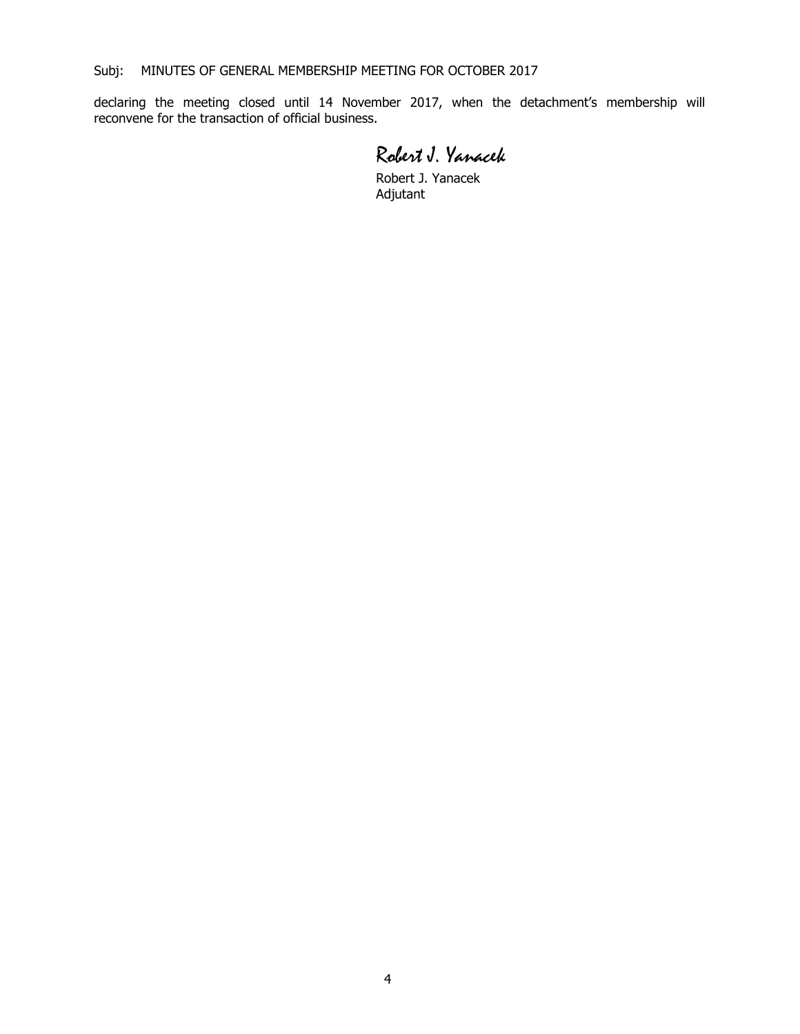Subj: MINUTES OF GENERAL MEMBERSHIP MEETING FOR OCTOBER 2017

declaring the meeting closed until 14 November 2017, when the detachment's membership will reconvene for the transaction of official business.

*Robert J. Yanacek*

Robert J. Yanacek
Adjutant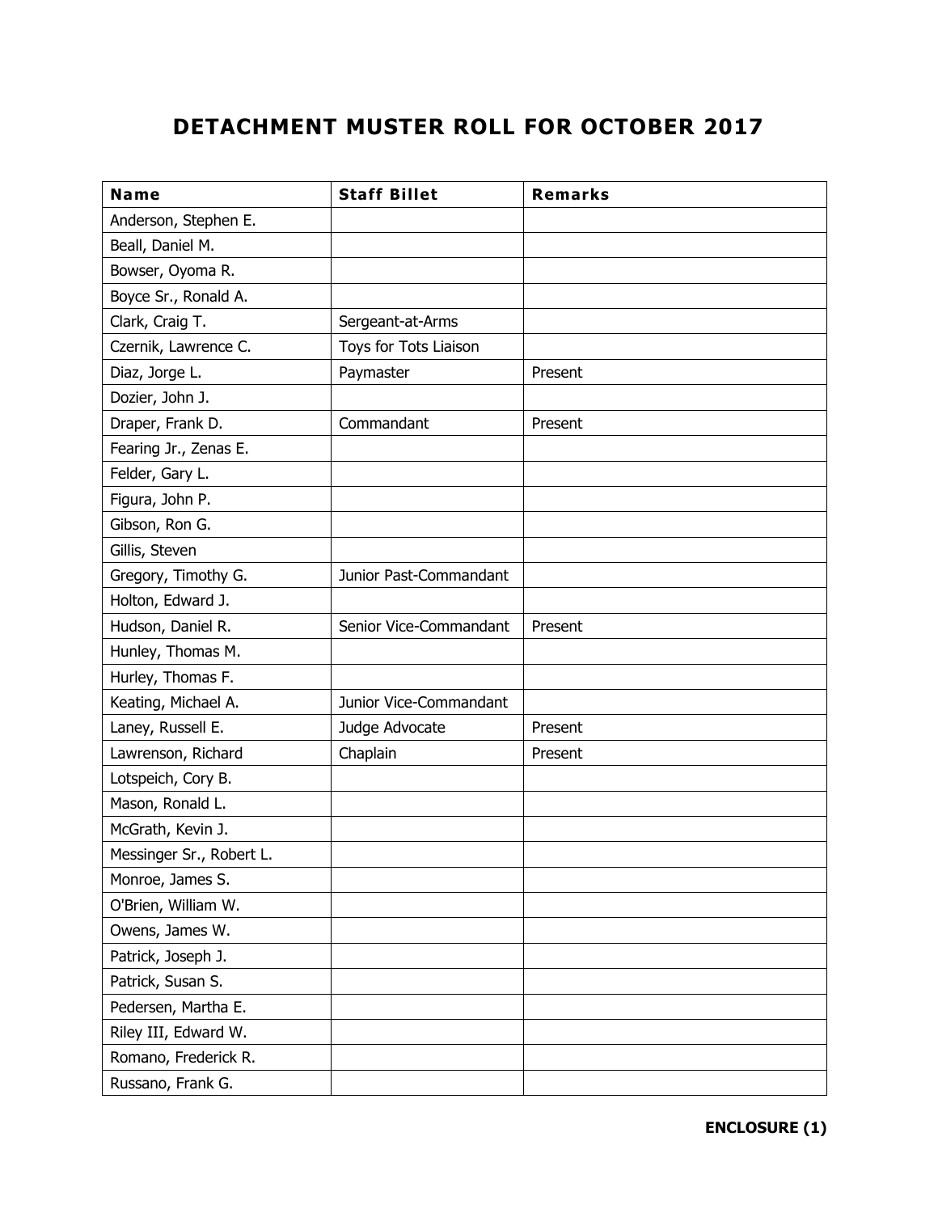# DETACHMENT MUSTER ROLL FOR OCTOBER 2017

| Name | Staff Billet | Remarks |
|---|---|---|
| Anderson, Stephen E. | | |
| Beall, Daniel M. | | |
| Bowser, Oyoma R. | | |
| Boyce Sr., Ronald A. | | |
| Clark, Craig T. | Sergeant-at-Arms | |
| Czernik, Lawrence C. | Toys for Tots Liaison | |
| Diaz, Jorge L. | Paymaster | Present |
| Dozier, John J. | | |
| Draper, Frank D. | Commandant | Present |
| Fearing Jr., Zenas E. | | |
| Felder, Gary L. | | |
| Figura, John P. | | |
| Gibson, Ron G. | | |
| Gillis, Steven | | |
| Gregory, Timothy G. | Junior Past-Commandant | |
| Holton, Edward J. | | |
| Hudson, Daniel R. | Senior Vice-Commandant | Present |
| Hunley, Thomas M. | | |
| Hurley, Thomas F. | | |
| Keating, Michael A. | Junior Vice-Commandant | |
| Laney, Russell E. | Judge Advocate | Present |
| Lawrenson, Richard | Chaplain | Present |
| Lotspeich, Cory B. | | |
| Mason, Ronald L. | | |
| McGrath, Kevin J. | | |
| Messinger Sr., Robert L. | | |
| Monroe, James S. | | |
| O'Brien, William W. | | |
| Owens, James W. | | |
| Patrick, Joseph J. | | |
| Patrick, Susan S. | | |
| Pedersen, Martha E. | | |
| Riley III, Edward W. | | |
| Romano, Frederick R. | | |
| Russano, Frank G. | | |

**ENCLOSURE (1)**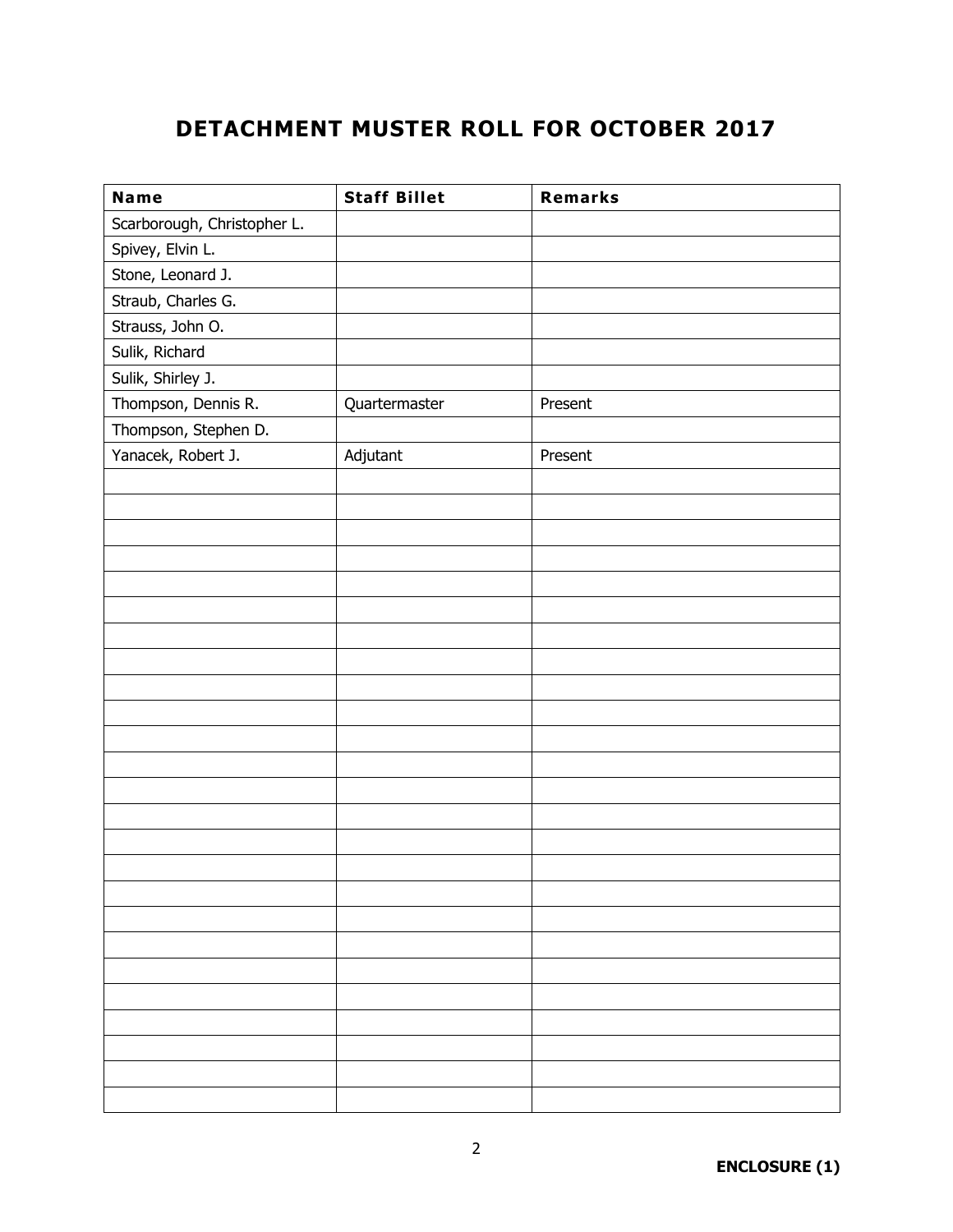# DETACHMENT MUSTER ROLL FOR OCTOBER 2017

| Name | Staff Billet | Remarks |
|---|---|---|
| Scarborough, Christopher L. | | |
| Spivey, Elvin L. | | |
| Stone, Leonard J. | | |
| Straub, Charles G. | | |
| Strauss, John O. | | |
| Sulik, Richard | | |
| Sulik, Shirley J. | | |
| Thompson, Dennis R. | Quartermaster | Present |
| Thompson, Stephen D. | | |
| Yanacek, Robert J. | Adjutant | Present |
| | | |
| | | |
| | | |
| | | |
| | | |
| | | |
| | | |
| | | |
| | | |
| | | |
| | | |
| | | |
| | | |
| | | |
| | | |
| | | |
| | | |
| | | |
| | | |
| | | |
| | | |
| | | |
| | | |
| | | |
| | | |

**ENCLOSURE (1)**